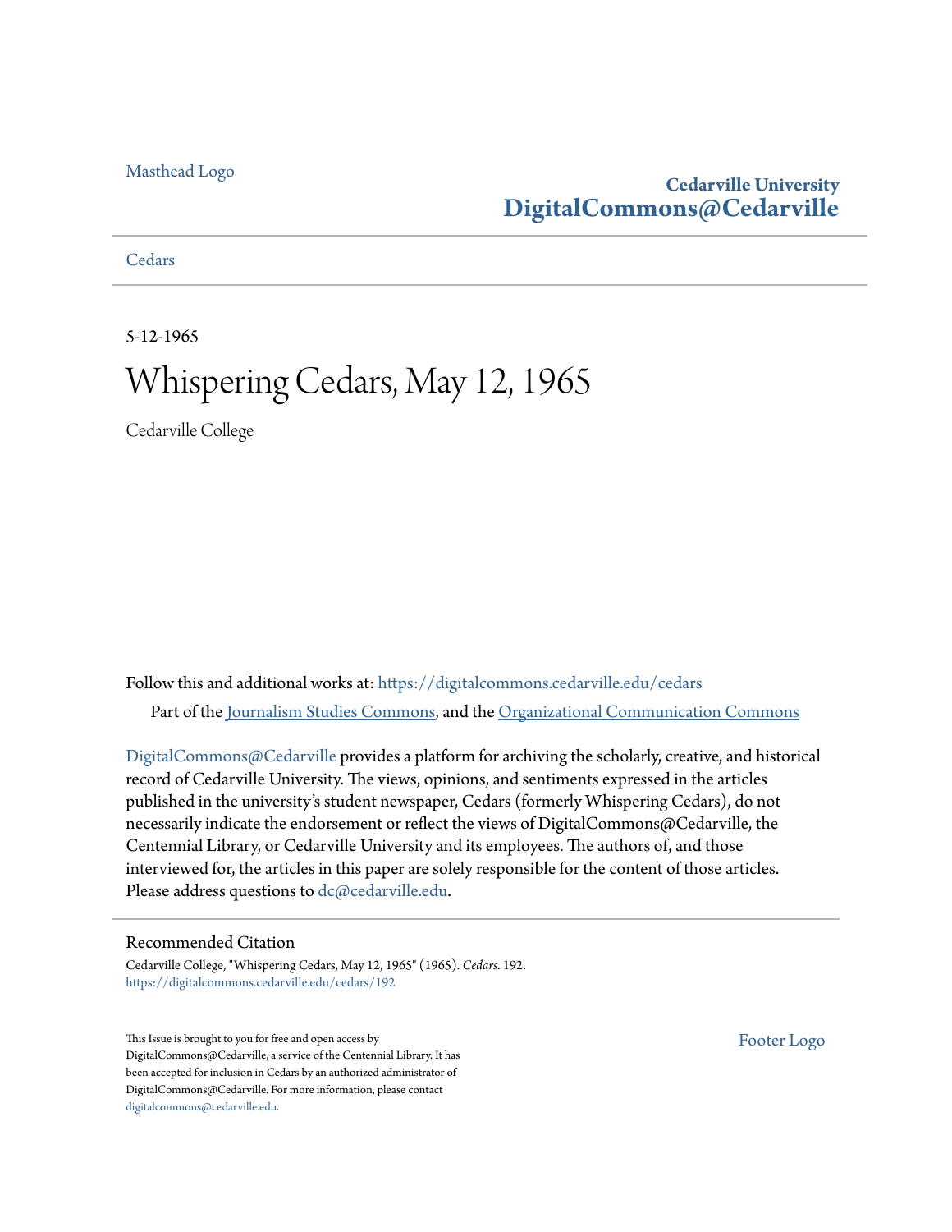Masthead Logo

**Cedarville University**
**DigitalCommons@Cedarville**

Cedars

5-12-1965

# Whispering Cedars, May 12, 1965

Cedarville College

Follow this and additional works at: https://digitalcommons.cedarville.edu/cedars

Part of the Journalism Studies Commons, and the Organizational Communication Commons

DigitalCommons@Cedarville provides a platform for archiving the scholarly, creative, and historical record of Cedarville University. The views, opinions, and sentiments expressed in the articles published in the university's student newspaper, Cedars (formerly Whispering Cedars), do not necessarily indicate the endorsement or reflect the views of DigitalCommons@Cedarville, the Centennial Library, or Cedarville University and its employees. The authors of, and those interviewed for, the articles in this paper are solely responsible for the content of those articles. Please address questions to dc@cedarville.edu.

## Recommended Citation

Cedarville College, "Whispering Cedars, May 12, 1965" (1965). *Cedars*. 192.
https://digitalcommons.cedarville.edu/cedars/192

This Issue is brought to you for free and open access by DigitalCommons@Cedarville, a service of the Centennial Library. It has been accepted for inclusion in Cedars by an authorized administrator of DigitalCommons@Cedarville. For more information, please contact digitalcommons@cedarville.edu.

Footer Logo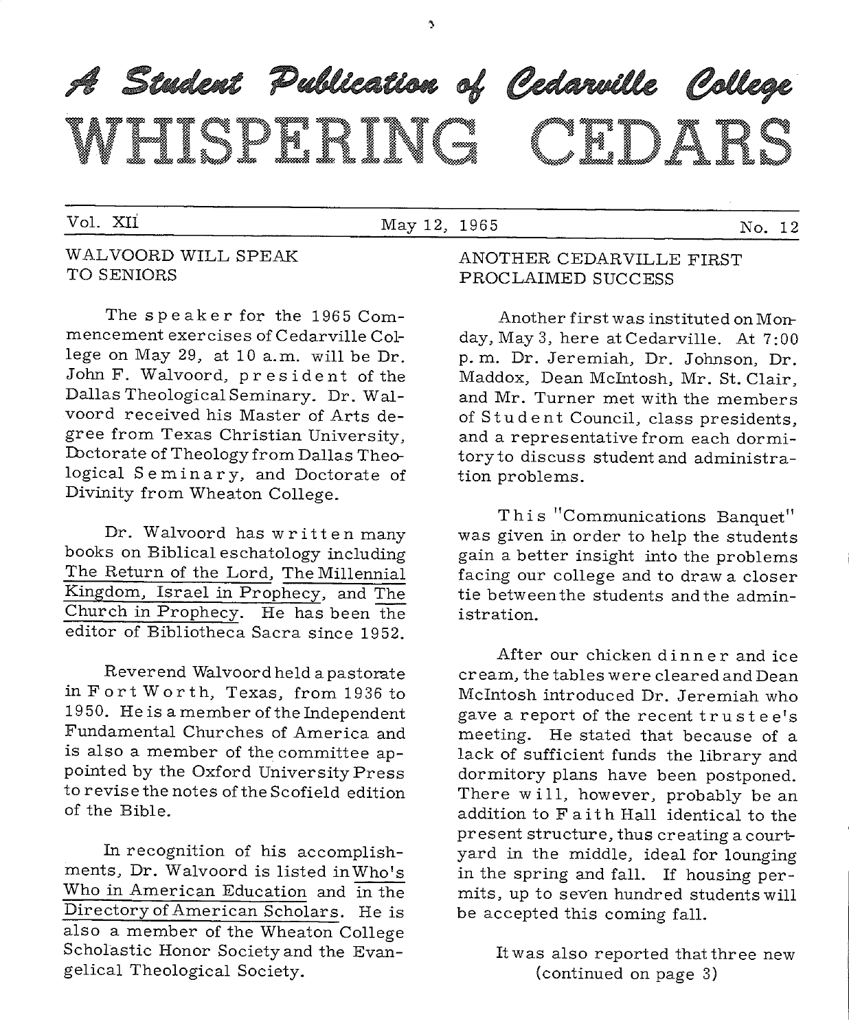# A Student Publication of Cedarville College
# WHISPERING CEDARS

Vol. XII — May 12, 1965 — No. 12

## WALVOORD WILL SPEAK TO SENIORS

The speaker for the 1965 Commencement exercises of Cedarville College on May 29, at 10 a.m. will be Dr. John F. Walvoord, president of the Dallas Theological Seminary. Dr. Walvoord received his Master of Arts degree from Texas Christian University, Doctorate of Theology from Dallas Theological Seminary, and Doctorate of Divinity from Wheaton College.

Dr. Walvoord has written many books on Biblical eschatology including The Return of the Lord, The Millennial Kingdom, Israel in Prophecy, and The Church in Prophecy. He has been the editor of Bibliotheca Sacra since 1952.

Reverend Walvoord held a pastorate in Fort Worth, Texas, from 1936 to 1950. He is a member of the Independent Fundamental Churches of America and is also a member of the committee appointed by the Oxford University Press to revise the notes of the Scofield edition of the Bible.

In recognition of his accomplishments, Dr. Walvoord is listed in Who's Who in American Education and in the Directory of American Scholars. He is also a member of the Wheaton College Scholastic Honor Society and the Evangelical Theological Society.

## ANOTHER CEDARVILLE FIRST PROCLAIMED SUCCESS

Another first was instituted on Monday, May 3, here at Cedarville. At 7:00 p.m. Dr. Jeremiah, Dr. Johnson, Dr. Maddox, Dean McIntosh, Mr. St. Clair, and Mr. Turner met with the members of Student Council, class presidents, and a representative from each dormitory to discuss student and administration problems.

This "Communications Banquet" was given in order to help the students gain a better insight into the problems facing our college and to draw a closer tie between the students and the administration.

After our chicken dinner and ice cream, the tables were cleared and Dean McIntosh introduced Dr. Jeremiah who gave a report of the recent trustee's meeting. He stated that because of a lack of sufficient funds the library and dormitory plans have been postponed. There will, however, probably be an addition to Faith Hall identical to the present structure, thus creating a courtyard in the middle, ideal for lounging in the spring and fall. If housing permits, up to seven hundred students will be accepted this coming fall.

It was also reported that three new
(continued on page 3)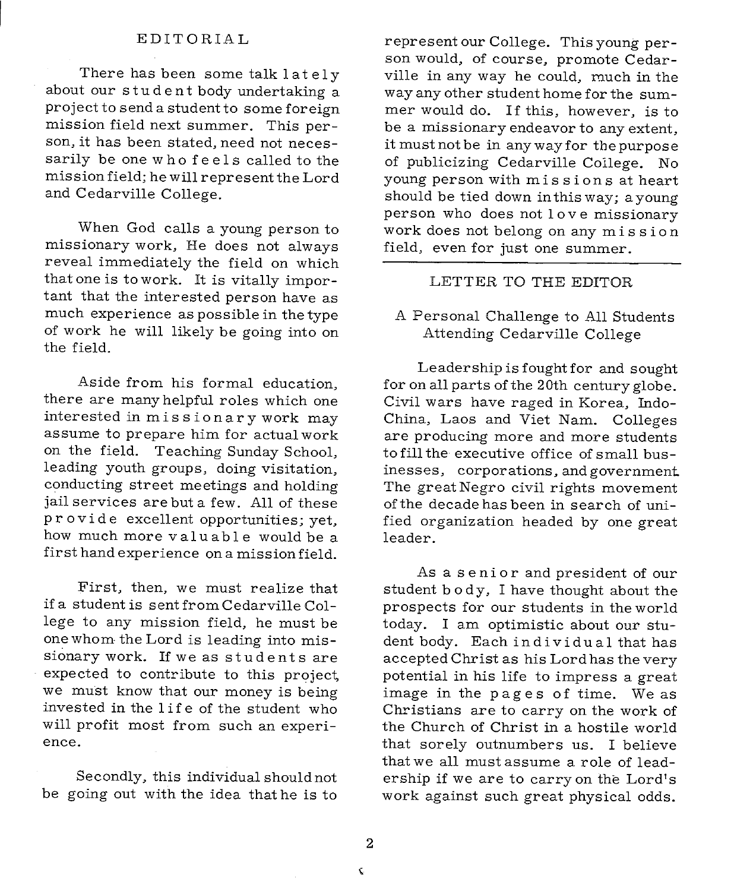## EDITORIAL

There has been some talk lately about our student body undertaking a project to send a student to some foreign mission field next summer. This person, it has been stated, need not necessarily be one who feels called to the mission field; he will represent the Lord and Cedarville College.

When God calls a young person to missionary work, He does not always reveal immediately the field on which that one is to work. It is vitally important that the interested person have as much experience as possible in the type of work he will likely be going into on the field.

Aside from his formal education, there are many helpful roles which one interested in missionary work may assume to prepare him for actual work on the field. Teaching Sunday School, leading youth groups, doing visitation, conducting street meetings and holding jail services are but a few. All of these provide excellent opportunities; yet, how much more valuable would be a first hand experience on a mission field.

First, then, we must realize that if a student is sent from Cedarville College to any mission field, he must be one whom the Lord is leading into missionary work. If we as students are expected to contribute to this project, we must know that our money is being invested in the life of the student who will profit most from such an experience.

Secondly, this individual should not be going out with the idea that he is to represent our College. This young person would, of course, promote Cedarville in any way he could, much in the way any other student home for the summer would do. If this, however, is to be a missionary endeavor to any extent, it must not be in any way for the purpose of publicizing Cedarville College. No young person with missions at heart should be tied down in this way; a young person who does not love missionary work does not belong on any mission field, even for just one summer.

---

## LETTER TO THE EDITOR

### A Personal Challenge to All Students Attending Cedarville College

Leadership is fought for and sought for on all parts of the 20th century globe. Civil wars have raged in Korea, Indo-China, Laos and Viet Nam. Colleges are producing more and more students to fill the executive office of small businesses, corporations, and government. The great Negro civil rights movement of the decade has been in search of unified organization headed by one great leader.

As a senior and president of our student body, I have thought about the prospects for our students in the world today. I am optimistic about our student body. Each individual that has accepted Christ as his Lord has the very potential in his life to impress a great image in the pages of time. We as Christians are to carry on the work of the Church of Christ in a hostile world that sorely outnumbers us. I believe that we all must assume a role of leadership if we are to carry on the Lord's work against such great physical odds.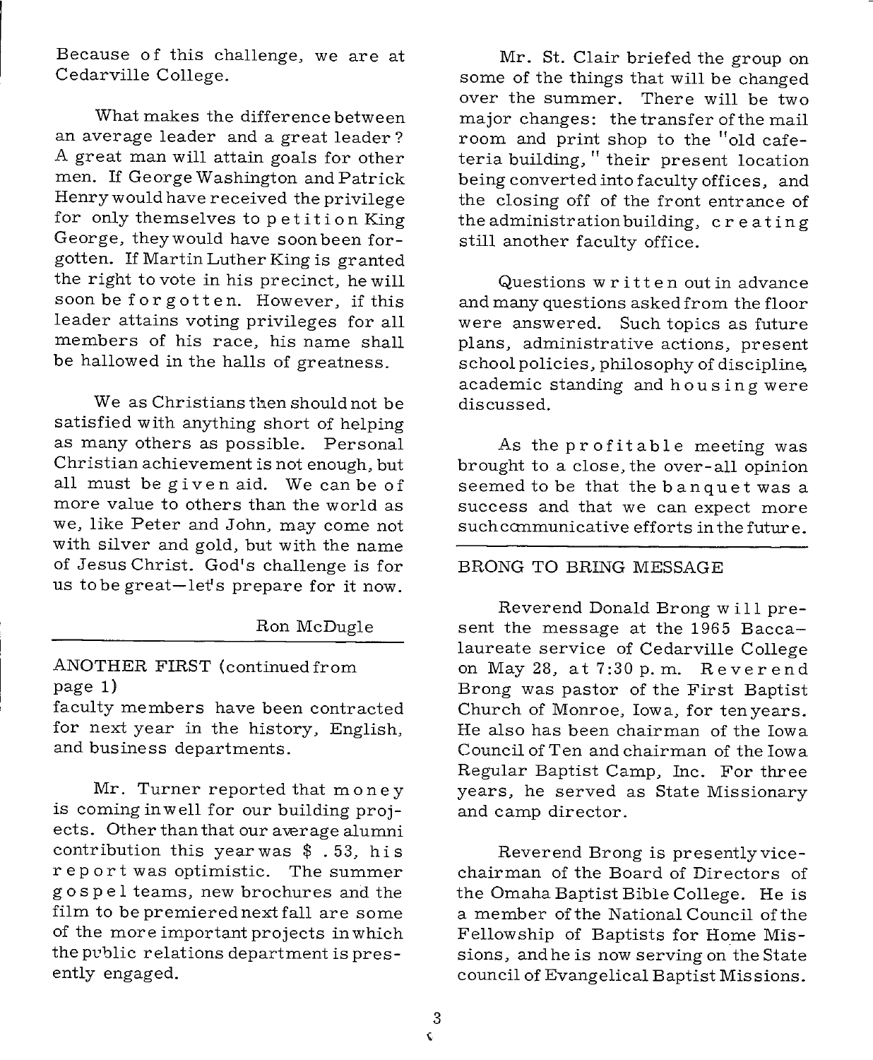Because of this challenge, we are at Cedarville College.

What makes the difference between an average leader and a great leader? A great man will attain goals for other men. If George Washington and Patrick Henry would have received the privilege for only themselves to petition King George, they would have soon been forgotten. If Martin Luther King is granted the right to vote in his precinct, he will soon be forgotten. However, if this leader attains voting privileges for all members of his race, his name shall be hallowed in the halls of greatness.

We as Christians then should not be satisfied with anything short of helping as many others as possible. Personal Christian achievement is not enough, but all must be given aid. We can be of more value to others than the world as we, like Peter and John, may come not with silver and gold, but with the name of Jesus Christ. God's challenge is for us to be great—let's prepare for it now.

Ron McDugle

---

ANOTHER FIRST (continued from page 1)

faculty members have been contracted for next year in the history, English, and business departments.

Mr. Turner reported that money is coming in well for our building projects. Other than that our average alumni contribution this year was $ .53, his report was optimistic. The summer gospel teams, new brochures and the film to be premiered next fall are some of the more important projects in which the public relations department is presently engaged.

Mr. St. Clair briefed the group on some of the things that will be changed over the summer. There will be two major changes: the transfer of the mail room and print shop to the "old cafeteria building," their present location being converted into faculty offices, and the closing off of the front entrance of the administration building, creating still another faculty office.

Questions written out in advance and many questions asked from the floor were answered. Such topics as future plans, administrative actions, present school policies, philosophy of discipline, academic standing and housing were discussed.

As the profitable meeting was brought to a close, the over-all opinion seemed to be that the banquet was a success and that we can expect more such communicative efforts in the future.

---

BRONG TO BRING MESSAGE

Reverend Donald Brong will present the message at the 1965 Baccalaureate service of Cedarville College on May 28, at 7:30 p.m. Reverend Brong was pastor of the First Baptist Church of Monroe, Iowa, for ten years. He also has been chairman of the Iowa Council of Ten and chairman of the Iowa Regular Baptist Camp, Inc. For three years, he served as State Missionary and camp director.

Reverend Brong is presently vice-chairman of the Board of Directors of the Omaha Baptist Bible College. He is a member of the National Council of the Fellowship of Baptists for Home Missions, and he is now serving on the State council of Evangelical Baptist Missions.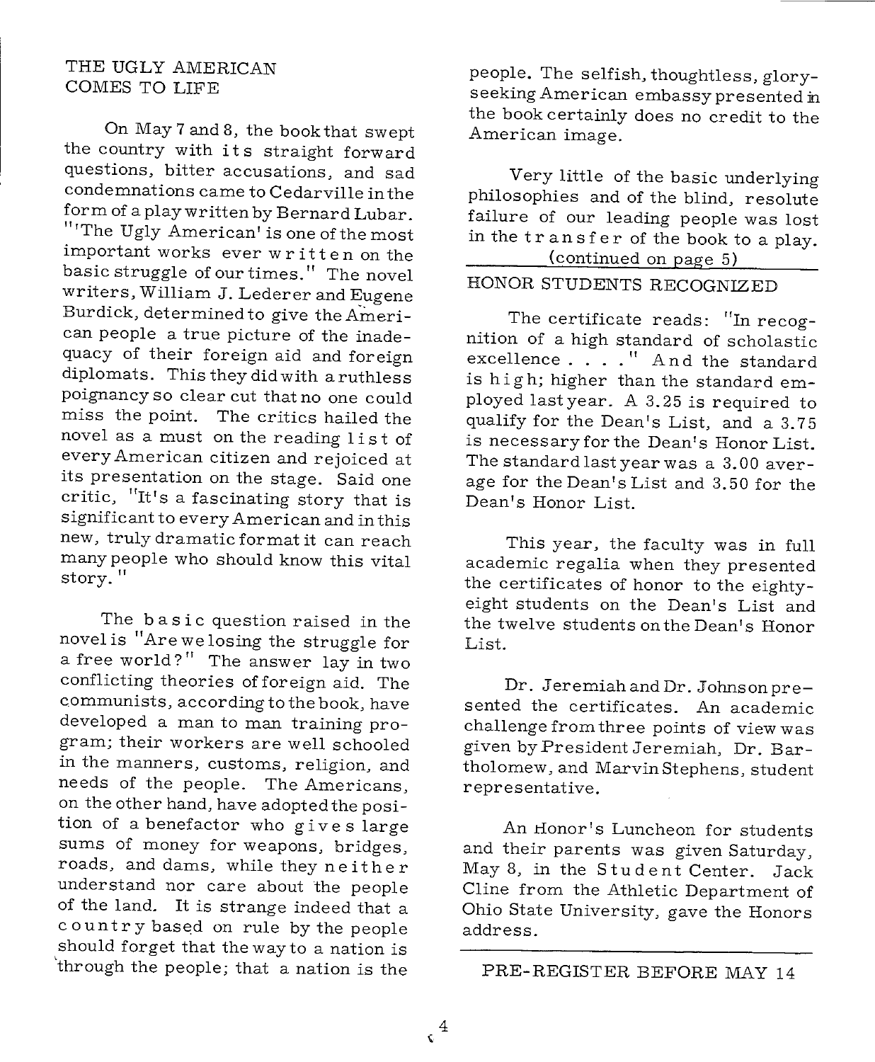## THE UGLY AMERICAN COMES TO LIFE

On May 7 and 8, the book that swept the country with its straight forward questions, bitter accusations, and sad condemnations came to Cedarville in the form of a play written by Bernard Lubar. "'The Ugly American' is one of the most important works ever written on the basic struggle of our times." The novel writers, William J. Lederer and Eugene Burdick, determined to give the American people a true picture of the inadequacy of their foreign aid and foreign diplomats. This they did with a ruthless poignancy so clear cut that no one could miss the point. The critics hailed the novel as a must on the reading list of every American citizen and rejoiced at its presentation on the stage. Said one critic, "It's a fascinating story that is significant to every American and in this new, truly dramatic format it can reach many people who should know this vital story."

The basic question raised in the novel is "Are we losing the struggle for a free world?" The answer lay in two conflicting theories of foreign aid. The communists, according to the book, have developed a man to man training program; their workers are well schooled in the manners, customs, religion, and needs of the people. The Americans, on the other hand, have adopted the position of a benefactor who gives large sums of money for weapons, bridges, roads, and dams, while they neither understand nor care about the people of the land. It is strange indeed that a country based on rule by the people should forget that the way to a nation is through the people; that a nation is the people. The selfish, thoughtless, glory-seeking American embassy presented in the book certainly does no credit to the American image.

Very little of the basic underlying philosophies and of the blind, resolute failure of our leading people was lost in the transfer of the book to a play.

(continued on page 5)

## HONOR STUDENTS RECOGNIZED

The certificate reads: "In recognition of a high standard of scholastic excellence . . . ." And the standard is high; higher than the standard employed last year. A 3.25 is required to qualify for the Dean's List, and a 3.75 is necessary for the Dean's Honor List. The standard last year was a 3.00 average for the Dean's List and 3.50 for the Dean's Honor List.

This year, the faculty was in full academic regalia when they presented the certificates of honor to the eighty-eight students on the Dean's List and the twelve students on the Dean's Honor List.

Dr. Jeremiah and Dr. Johnson presented the certificates. An academic challenge from three points of view was given by President Jeremiah, Dr. Bartholomew, and Marvin Stephens, student representative.

An Honor's Luncheon for students and their parents was given Saturday, May 8, in the Student Center. Jack Cline from the Athletic Department of Ohio State University, gave the Honors address.

PRE-REGISTER BEFORE MAY 14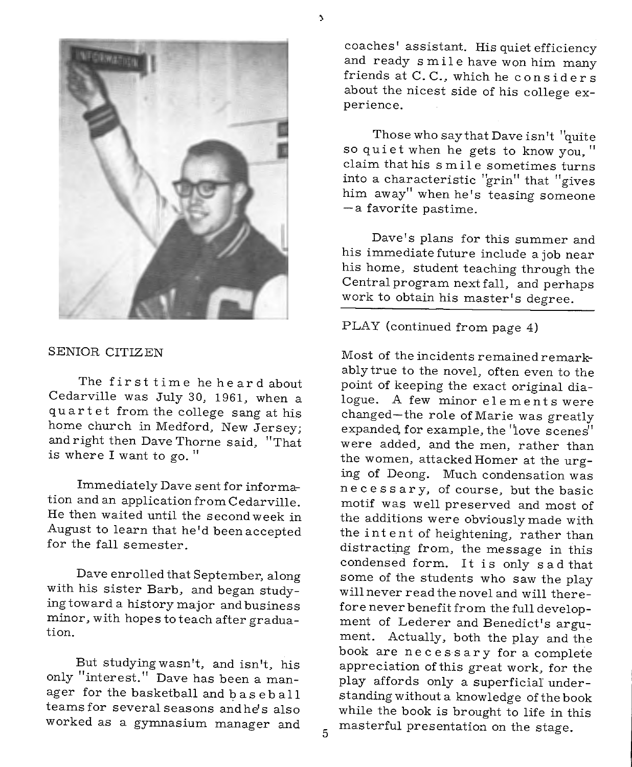## SENIOR CITIZEN

The first time he heard about Cedarville was July 30, 1961, when a quartet from the college sang at his home church in Medford, New Jersey; and right then Dave Thorne said, "That is where I want to go."

Immediately Dave sent for information and an application from Cedarville. He then waited until the second week in August to learn that he'd been accepted for the fall semester.

Dave enrolled that September, along with his sister Barb, and began studying toward a history major and business minor, with hopes to teach after graduation.

But studying wasn't, and isn't, his only "interest." Dave has been a manager for the basketball and baseball teams for several seasons and he's also worked as a gymnasium manager and coaches' assistant. His quiet efficiency and ready smile have won him many friends at C. C., which he considers about the nicest side of his college experience.

Those who say that Dave isn't "quite so quiet when he gets to know you," claim that his smile sometimes turns into a characteristic "grin" that "gives him away" when he's teasing someone —a favorite pastime.

Dave's plans for this summer and his immediate future include a job near his home, student teaching through the Central program next fall, and perhaps work to obtain his master's degree.

---

PLAY (continued from page 4)

Most of the incidents remained remarkably true to the novel, often even to the point of keeping the exact original dialogue. A few minor elements were changed—the role of Marie was greatly expanded, for example, the "love scenes" were added, and the men, rather than the women, attacked Homer at the urging of Deong. Much condensation was necessary, of course, but the basic motif was well preserved and most of the additions were obviously made with the intent of heightening, rather than distracting from, the message in this condensed form. It is only sad that some of the students who saw the play will never read the novel and will therefore never benefit from the full development of Lederer and Benedict's argument. Actually, both the play and the book are necessary for a complete appreciation of this great work, for the play affords only a superficial understanding without a knowledge of the book while the book is brought to life in this masterful presentation on the stage.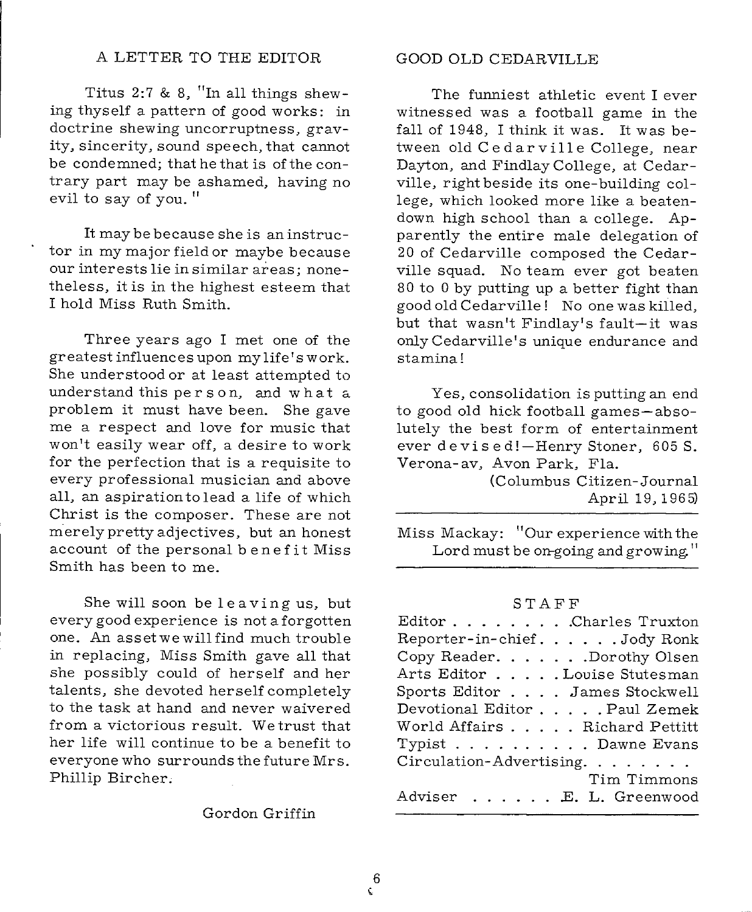## A LETTER TO THE EDITOR

Titus 2:7 & 8, "In all things shewing thyself a pattern of good works: in doctrine shewing uncorruptness, gravity, sincerity, sound speech, that cannot be condemned; that he that is of the contrary part may be ashamed, having no evil to say of you."

It may be because she is an instructor in my major field or maybe because our interests lie in similar areas; nonetheless, it is in the highest esteem that I hold Miss Ruth Smith.

Three years ago I met one of the greatest influences upon my life's work. She understood or at least attempted to understand this person, and what a problem it must have been. She gave me a respect and love for music that won't easily wear off, a desire to work for the perfection that is a requisite to every professional musician and above all, an aspiration to lead a life of which Christ is the composer. These are not merely pretty adjectives, but an honest account of the personal benefit Miss Smith has been to me.

She will soon be leaving us, but every good experience is not a forgotten one. An asset we will find much trouble in replacing, Miss Smith gave all that she possibly could of herself and her talents, she devoted herself completely to the task at hand and never waivered from a victorious result. We trust that her life will continue to be a benefit to everyone who surrounds the future Mrs. Phillip Bircher.

Gordon Griffin

## GOOD OLD CEDARVILLE

The funniest athletic event I ever witnessed was a football game in the fall of 1948, I think it was. It was between old Cedarville College, near Dayton, and Findlay College, at Cedarville, right beside its one-building college, which looked more like a beaten-down high school than a college. Apparently the entire male delegation of 20 of Cedarville composed the Cedarville squad. No team ever got beaten 80 to 0 by putting up a better fight than good old Cedarville! No one was killed, but that wasn't Findlay's fault—it was only Cedarville's unique endurance and stamina!

Yes, consolidation is putting an end to good old hick football games—absolutely the best form of entertainment ever devised!—Henry Stoner, 605 S. Verona-av, Avon Park, Fla.

(Columbus Citizen-Journal April 19, 1965)

---

Miss Mackay: "Our experience with the Lord must be on-going and growing."

---

STAFF

Editor . . . . . . . . Charles Truxton
Reporter-in-chief . . . . . . Jody Ronk
Copy Reader . . . . . . Dorothy Olsen
Arts Editor . . . . . Louise Stutesman
Sports Editor . . . . James Stockwell
Devotional Editor . . . . . Paul Zemek
World Affairs . . . . . Richard Pettitt
Typist . . . . . . . . . . Dawne Evans
Circulation-Advertising . . . . . . . . Tim Timmons
Adviser . . . . . . E. L. Greenwood